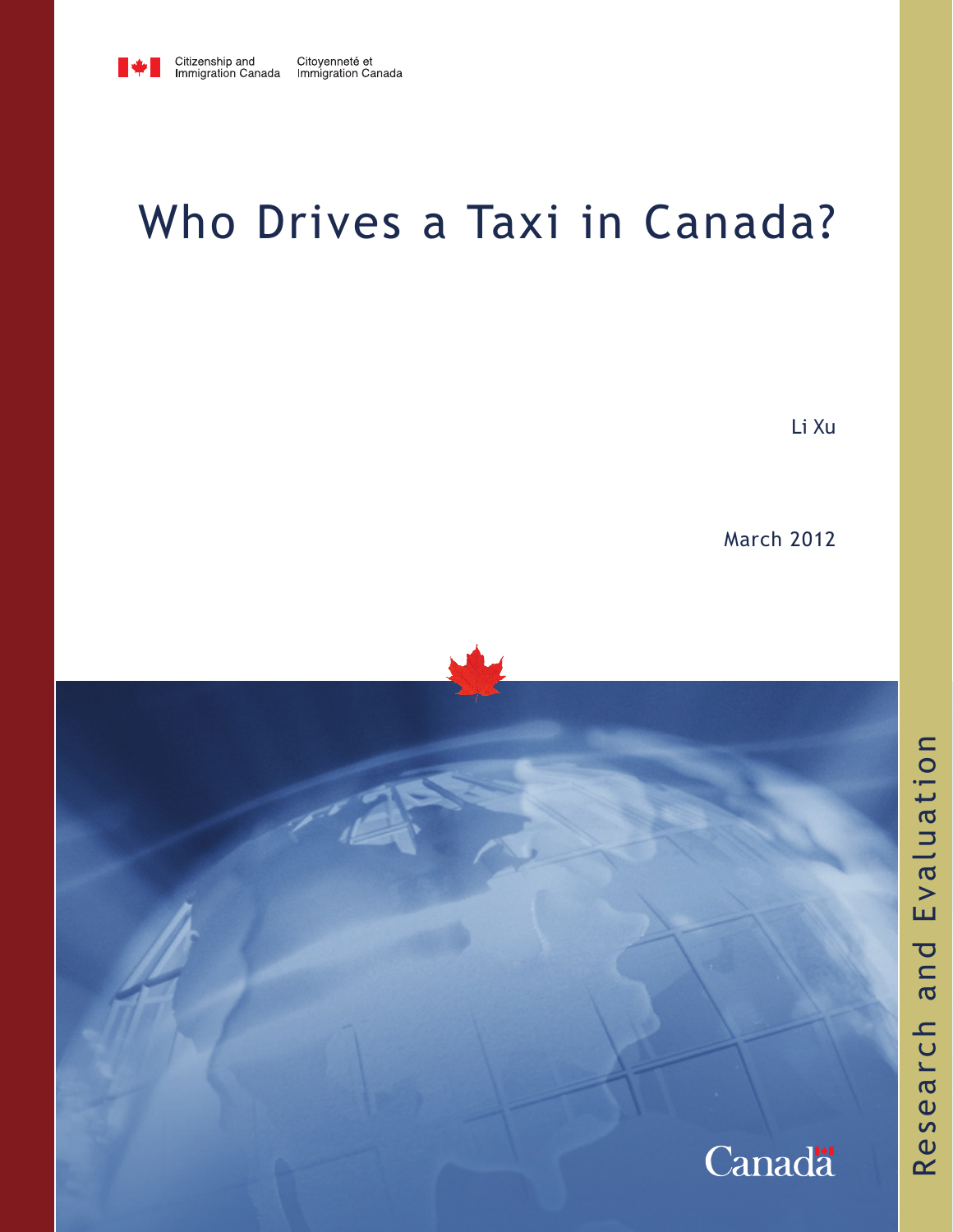Citizenship and Immigration Canada | Citoyenneté et Immigration Canada

# Who Drives a Taxi in Canada?

Li Xu

March 2012

Research and Evaluation

Canada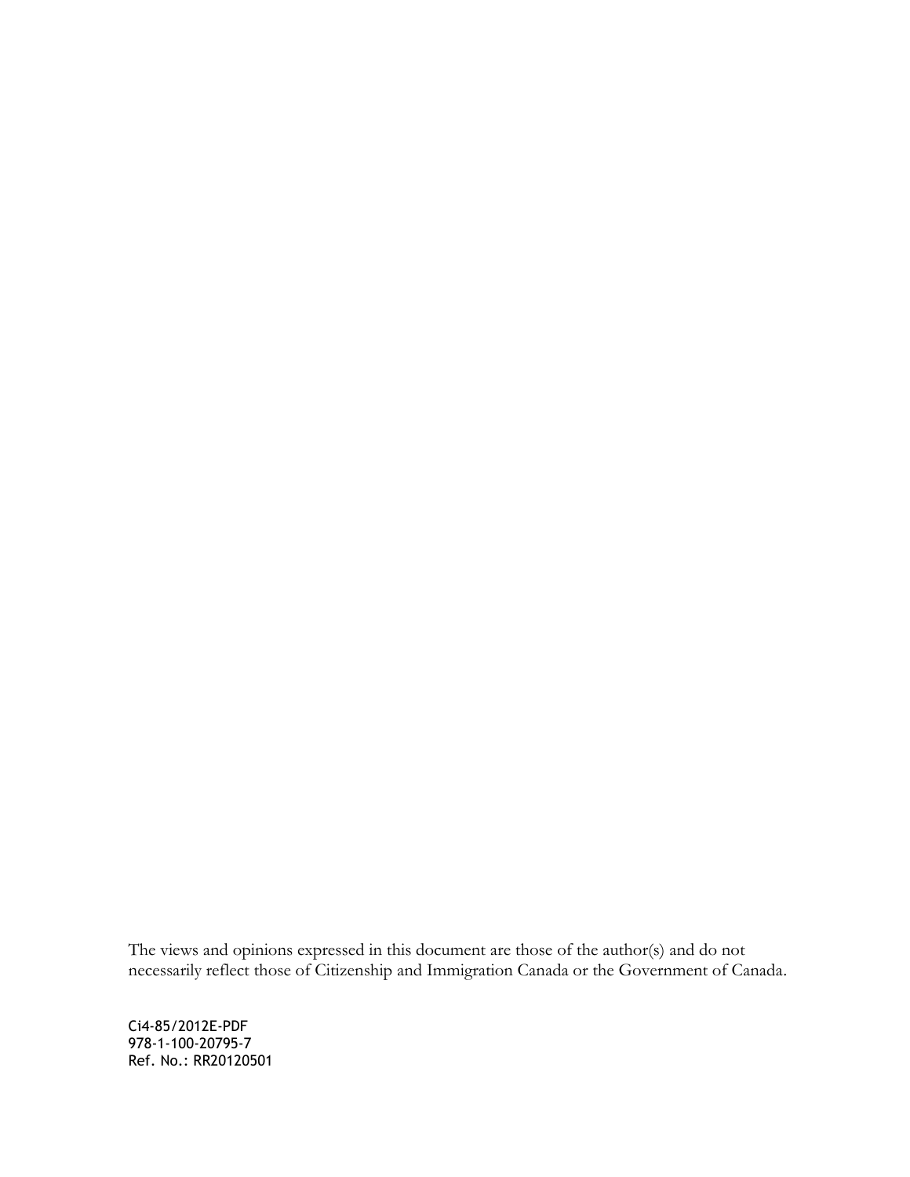The views and opinions expressed in this document are those of the author(s) and do not necessarily reflect those of Citizenship and Immigration Canada or the Government of Canada.

Ci4-85/2012E-PDF
978-1-100-20795-7
Ref. No.: RR20120501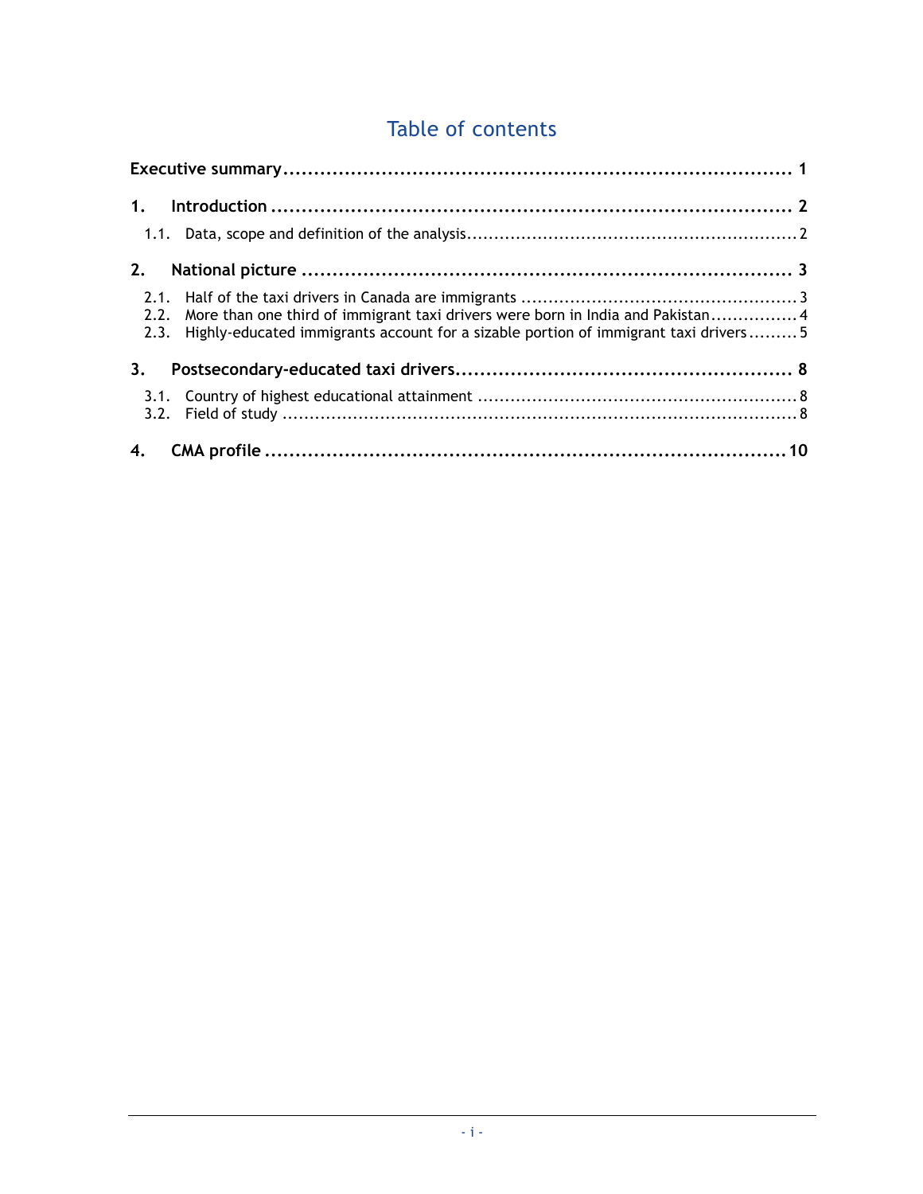# Table of contents

**Executive summary** .......... **1**

**1. Introduction** .......... **2**

- 1.1. Data, scope and definition of the analysis .......... 2

**2. National picture** .......... **3**

- 2.1. Half of the taxi drivers in Canada are immigrants .......... 3
- 2.2. More than one third of immigrant taxi drivers were born in India and Pakistan .......... 4
- 2.3. Highly-educated immigrants account for a sizable portion of immigrant taxi drivers .......... 5

**3. Postsecondary-educated taxi drivers** .......... **8**

- 3.1. Country of highest educational attainment .......... 8
- 3.2. Field of study .......... 8

**4. CMA profile** .......... **10**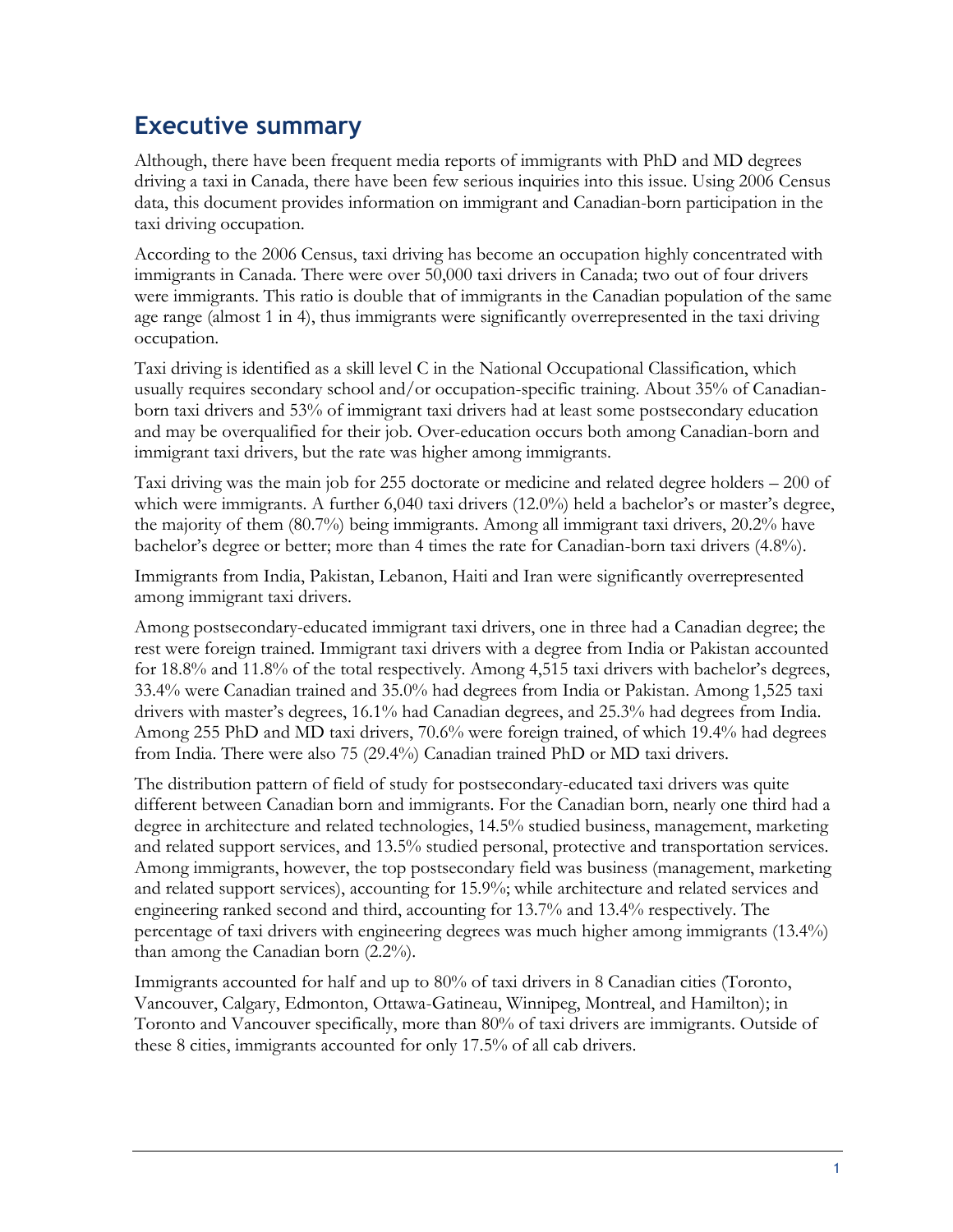## Executive summary

Although, there have been frequent media reports of immigrants with PhD and MD degrees driving a taxi in Canada, there have been few serious inquiries into this issue. Using 2006 Census data, this document provides information on immigrant and Canadian-born participation in the taxi driving occupation.

According to the 2006 Census, taxi driving has become an occupation highly concentrated with immigrants in Canada. There were over 50,000 taxi drivers in Canada; two out of four drivers were immigrants. This ratio is double that of immigrants in the Canadian population of the same age range (almost 1 in 4), thus immigrants were significantly overrepresented in the taxi driving occupation.

Taxi driving is identified as a skill level C in the National Occupational Classification, which usually requires secondary school and/or occupation-specific training. About 35% of Canadian-born taxi drivers and 53% of immigrant taxi drivers had at least some postsecondary education and may be overqualified for their job. Over-education occurs both among Canadian-born and immigrant taxi drivers, but the rate was higher among immigrants.

Taxi driving was the main job for 255 doctorate or medicine and related degree holders – 200 of which were immigrants. A further 6,040 taxi drivers (12.0%) held a bachelor's or master's degree, the majority of them (80.7%) being immigrants. Among all immigrant taxi drivers, 20.2% have bachelor's degree or better; more than 4 times the rate for Canadian-born taxi drivers (4.8%).

Immigrants from India, Pakistan, Lebanon, Haiti and Iran were significantly overrepresented among immigrant taxi drivers.

Among postsecondary-educated immigrant taxi drivers, one in three had a Canadian degree; the rest were foreign trained. Immigrant taxi drivers with a degree from India or Pakistan accounted for 18.8% and 11.8% of the total respectively. Among 4,515 taxi drivers with bachelor's degrees, 33.4% were Canadian trained and 35.0% had degrees from India or Pakistan. Among 1,525 taxi drivers with master's degrees, 16.1% had Canadian degrees, and 25.3% had degrees from India. Among 255 PhD and MD taxi drivers, 70.6% were foreign trained, of which 19.4% had degrees from India. There were also 75 (29.4%) Canadian trained PhD or MD taxi drivers.

The distribution pattern of field of study for postsecondary-educated taxi drivers was quite different between Canadian born and immigrants. For the Canadian born, nearly one third had a degree in architecture and related technologies, 14.5% studied business, management, marketing and related support services, and 13.5% studied personal, protective and transportation services. Among immigrants, however, the top postsecondary field was business (management, marketing and related support services), accounting for 15.9%; while architecture and related services and engineering ranked second and third, accounting for 13.7% and 13.4% respectively. The percentage of taxi drivers with engineering degrees was much higher among immigrants (13.4%) than among the Canadian born (2.2%).

Immigrants accounted for half and up to 80% of taxi drivers in 8 Canadian cities (Toronto, Vancouver, Calgary, Edmonton, Ottawa-Gatineau, Winnipeg, Montreal, and Hamilton); in Toronto and Vancouver specifically, more than 80% of taxi drivers are immigrants. Outside of these 8 cities, immigrants accounted for only 17.5% of all cab drivers.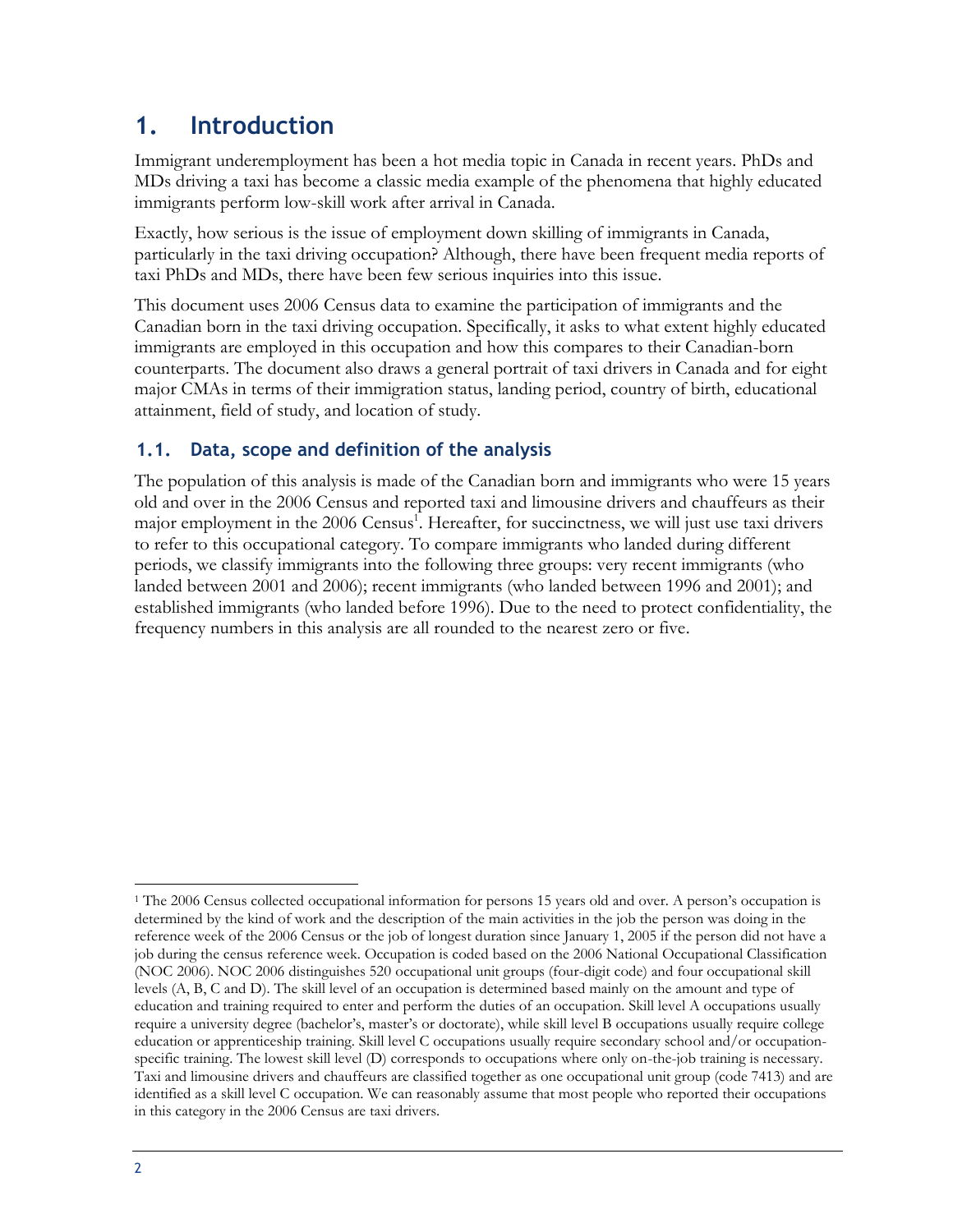# 1. Introduction

Immigrant underemployment has been a hot media topic in Canada in recent years. PhDs and MDs driving a taxi has become a classic media example of the phenomena that highly educated immigrants perform low-skill work after arrival in Canada.

Exactly, how serious is the issue of employment down skilling of immigrants in Canada, particularly in the taxi driving occupation? Although, there have been frequent media reports of taxi PhDs and MDs, there have been few serious inquiries into this issue.

This document uses 2006 Census data to examine the participation of immigrants and the Canadian born in the taxi driving occupation. Specifically, it asks to what extent highly educated immigrants are employed in this occupation and how this compares to their Canadian-born counterparts. The document also draws a general portrait of taxi drivers in Canada and for eight major CMAs in terms of their immigration status, landing period, country of birth, educational attainment, field of study, and location of study.

## 1.1. Data, scope and definition of the analysis

The population of this analysis is made of the Canadian born and immigrants who were 15 years old and over in the 2006 Census and reported taxi and limousine drivers and chauffeurs as their major employment in the 2006 Census[1]. Hereafter, for succinctness, we will just use taxi drivers to refer to this occupational category. To compare immigrants who landed during different periods, we classify immigrants into the following three groups: very recent immigrants (who landed between 2001 and 2006); recent immigrants (who landed between 1996 and 2001); and established immigrants (who landed before 1996). Due to the need to protect confidentiality, the frequency numbers in this analysis are all rounded to the nearest zero or five.

---

[1] The 2006 Census collected occupational information for persons 15 years old and over. A person's occupation is determined by the kind of work and the description of the main activities in the job the person was doing in the reference week of the 2006 Census or the job of longest duration since January 1, 2005 if the person did not have a job during the census reference week. Occupation is coded based on the 2006 National Occupational Classification (NOC 2006). NOC 2006 distinguishes 520 occupational unit groups (four-digit code) and four occupational skill levels (A, B, C and D). The skill level of an occupation is determined based mainly on the amount and type of education and training required to enter and perform the duties of an occupation. Skill level A occupations usually require a university degree (bachelor's, master's or doctorate), while skill level B occupations usually require college education or apprenticeship training. Skill level C occupations usually require secondary school and/or occupation-specific training. The lowest skill level (D) corresponds to occupations where only on-the-job training is necessary. Taxi and limousine drivers and chauffeurs are classified together as one occupational unit group (code 7413) and are identified as a skill level C occupation. We can reasonably assume that most people who reported their occupations in this category in the 2006 Census are taxi drivers.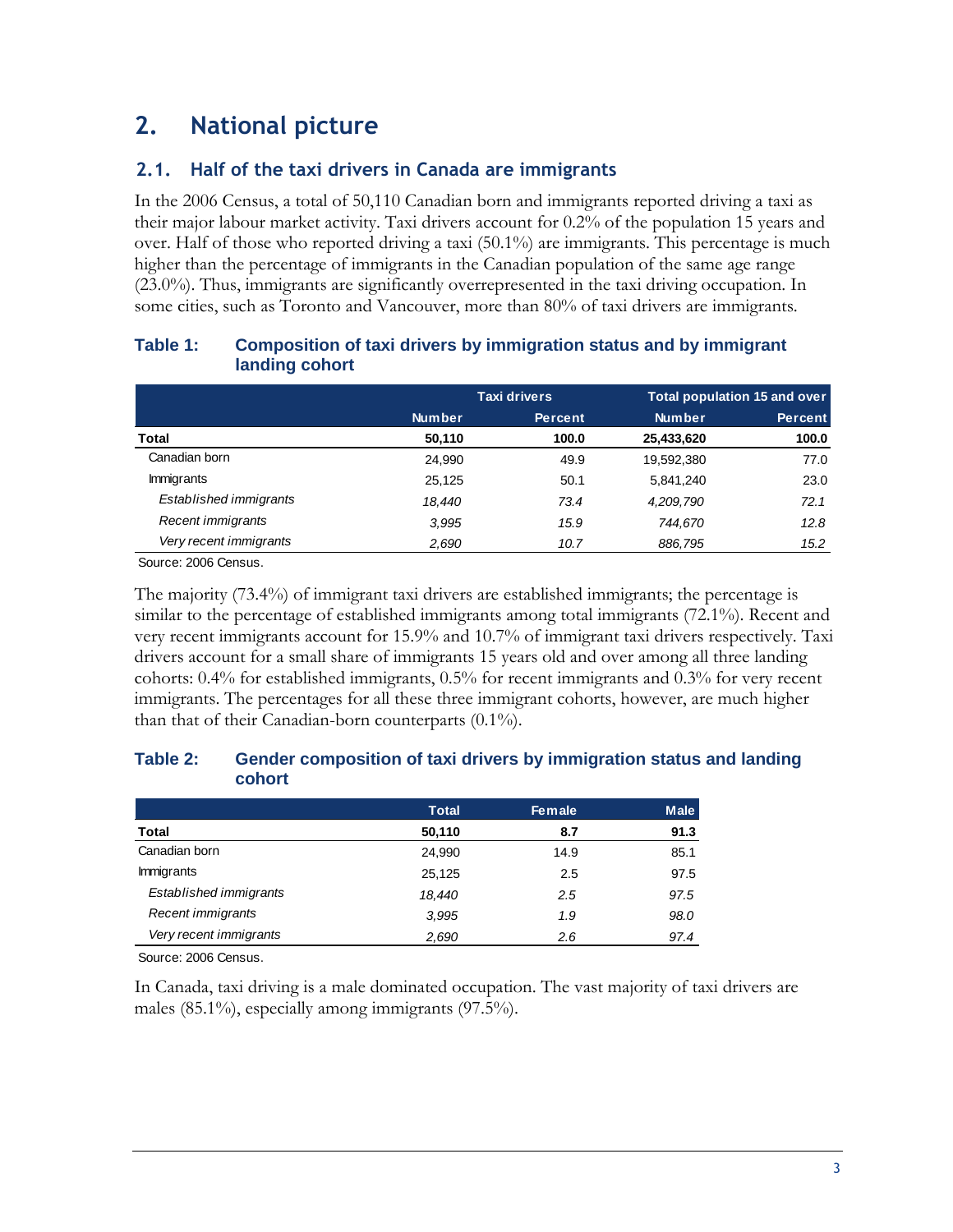# 2. National picture

## 2.1. Half of the taxi drivers in Canada are immigrants

In the 2006 Census, a total of 50,110 Canadian born and immigrants reported driving a taxi as their major labour market activity. Taxi drivers account for 0.2% of the population 15 years and over. Half of those who reported driving a taxi (50.1%) are immigrants. This percentage is much higher than the percentage of immigrants in the Canadian population of the same age range (23.0%). Thus, immigrants are significantly overrepresented in the taxi driving occupation. In some cities, such as Toronto and Vancouver, more than 80% of taxi drivers are immigrants.

### Table 1: Composition of taxi drivers by immigration status and by immigrant landing cohort

| | Taxi drivers | | Total population 15 and over | |
|---|---|---|---|---|
| | Number | Percent | Number | Percent |
| **Total** | **50,110** | **100.0** | **25,433,620** | **100.0** |
| Canadian born | 24,990 | 49.9 | 19,592,380 | 77.0 |
| Immigrants | 25,125 | 50.1 | 5,841,240 | 23.0 |
| *Established immigrants* | *18,440* | *73.4* | *4,209,790* | *72.1* |
| *Recent immigrants* | *3,995* | *15.9* | *744,670* | *12.8* |
| *Very recent immigrants* | *2,690* | *10.7* | *886,795* | *15.2* |

Source: 2006 Census.

The majority (73.4%) of immigrant taxi drivers are established immigrants; the percentage is similar to the percentage of established immigrants among total immigrants (72.1%). Recent and very recent immigrants account for 15.9% and 10.7% of immigrant taxi drivers respectively. Taxi drivers account for a small share of immigrants 15 years old and over among all three landing cohorts: 0.4% for established immigrants, 0.5% for recent immigrants and 0.3% for very recent immigrants. The percentages for all these three immigrant cohorts, however, are much higher than that of their Canadian-born counterparts (0.1%).

### Table 2: Gender composition of taxi drivers by immigration status and landing cohort

| | Total | Female | Male |
|---|---|---|---|
| **Total** | **50,110** | **8.7** | **91.3** |
| Canadian born | 24,990 | 14.9 | 85.1 |
| Immigrants | 25,125 | 2.5 | 97.5 |
| *Established immigrants* | *18,440* | *2.5* | *97.5* |
| *Recent immigrants* | *3,995* | *1.9* | *98.0* |
| *Very recent immigrants* | *2,690* | *2.6* | *97.4* |

Source: 2006 Census.

In Canada, taxi driving is a male dominated occupation. The vast majority of taxi drivers are males (85.1%), especially among immigrants (97.5%).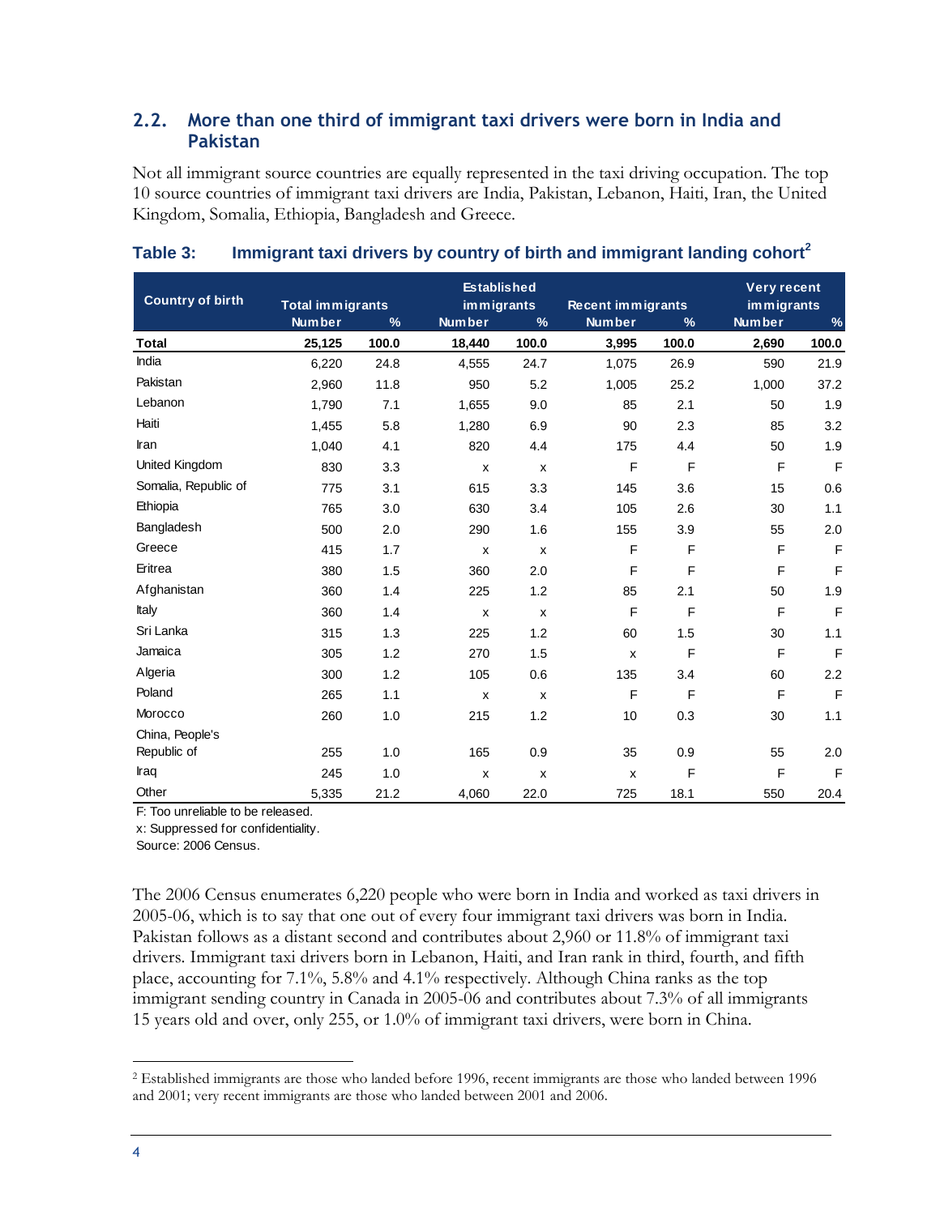## 2.2. More than one third of immigrant taxi drivers were born in India and Pakistan

Not all immigrant source countries are equally represented in the taxi driving occupation. The top 10 source countries of immigrant taxi drivers are India, Pakistan, Lebanon, Haiti, Iran, the United Kingdom, Somalia, Ethiopia, Bangladesh and Greece.

**Table 3: Immigrant taxi drivers by country of birth and immigrant landing cohort[2]**

| Country of birth | Total immigrants | | Established immigrants | | Recent immigrants | | Very recent immigrants | |
|---|---|---|---|---|---|---|---|---|
| | Number | % | Number | % | Number | % | Number | % |
| **Total** | **25,125** | **100.0** | **18,440** | **100.0** | **3,995** | **100.0** | **2,690** | **100.0** |
| India | 6,220 | 24.8 | 4,555 | 24.7 | 1,075 | 26.9 | 590 | 21.9 |
| Pakistan | 2,960 | 11.8 | 950 | 5.2 | 1,005 | 25.2 | 1,000 | 37.2 |
| Lebanon | 1,790 | 7.1 | 1,655 | 9.0 | 85 | 2.1 | 50 | 1.9 |
| Haiti | 1,455 | 5.8 | 1,280 | 6.9 | 90 | 2.3 | 85 | 3.2 |
| Iran | 1,040 | 4.1 | 820 | 4.4 | 175 | 4.4 | 50 | 1.9 |
| United Kingdom | 830 | 3.3 | x | x | F | F | F | F |
| Somalia, Republic of | 775 | 3.1 | 615 | 3.3 | 145 | 3.6 | 15 | 0.6 |
| Ethiopia | 765 | 3.0 | 630 | 3.4 | 105 | 2.6 | 30 | 1.1 |
| Bangladesh | 500 | 2.0 | 290 | 1.6 | 155 | 3.9 | 55 | 2.0 |
| Greece | 415 | 1.7 | x | x | F | F | F | F |
| Eritrea | 380 | 1.5 | 360 | 2.0 | F | F | F | F |
| Afghanistan | 360 | 1.4 | 225 | 1.2 | 85 | 2.1 | 50 | 1.9 |
| Italy | 360 | 1.4 | x | x | F | F | F | F |
| Sri Lanka | 315 | 1.3 | 225 | 1.2 | 60 | 1.5 | 30 | 1.1 |
| Jamaica | 305 | 1.2 | 270 | 1.5 | x | F | F | F |
| Algeria | 300 | 1.2 | 105 | 0.6 | 135 | 3.4 | 60 | 2.2 |
| Poland | 265 | 1.1 | x | x | F | F | F | F |
| Morocco | 260 | 1.0 | 215 | 1.2 | 10 | 0.3 | 30 | 1.1 |
| China, People's Republic of | 255 | 1.0 | 165 | 0.9 | 35 | 0.9 | 55 | 2.0 |
| Iraq | 245 | 1.0 | x | x | x | F | F | F |
| Other | 5,335 | 21.2 | 4,060 | 22.0 | 725 | 18.1 | 550 | 20.4 |

F: Too unreliable to be released.
x: Suppressed for confidentiality.
Source: 2006 Census.

The 2006 Census enumerates 6,220 people who were born in India and worked as taxi drivers in 2005-06, which is to say that one out of every four immigrant taxi drivers was born in India. Pakistan follows as a distant second and contributes about 2,960 or 11.8% of immigrant taxi drivers. Immigrant taxi drivers born in Lebanon, Haiti, and Iran rank in third, fourth, and fifth place, accounting for 7.1%, 5.8% and 4.1% respectively. Although China ranks as the top immigrant sending country in Canada in 2005-06 and contributes about 7.3% of all immigrants 15 years old and over, only 255, or 1.0% of immigrant taxi drivers, were born in China.

[2] Established immigrants are those who landed before 1996, recent immigrants are those who landed between 1996 and 2001; very recent immigrants are those who landed between 2001 and 2006.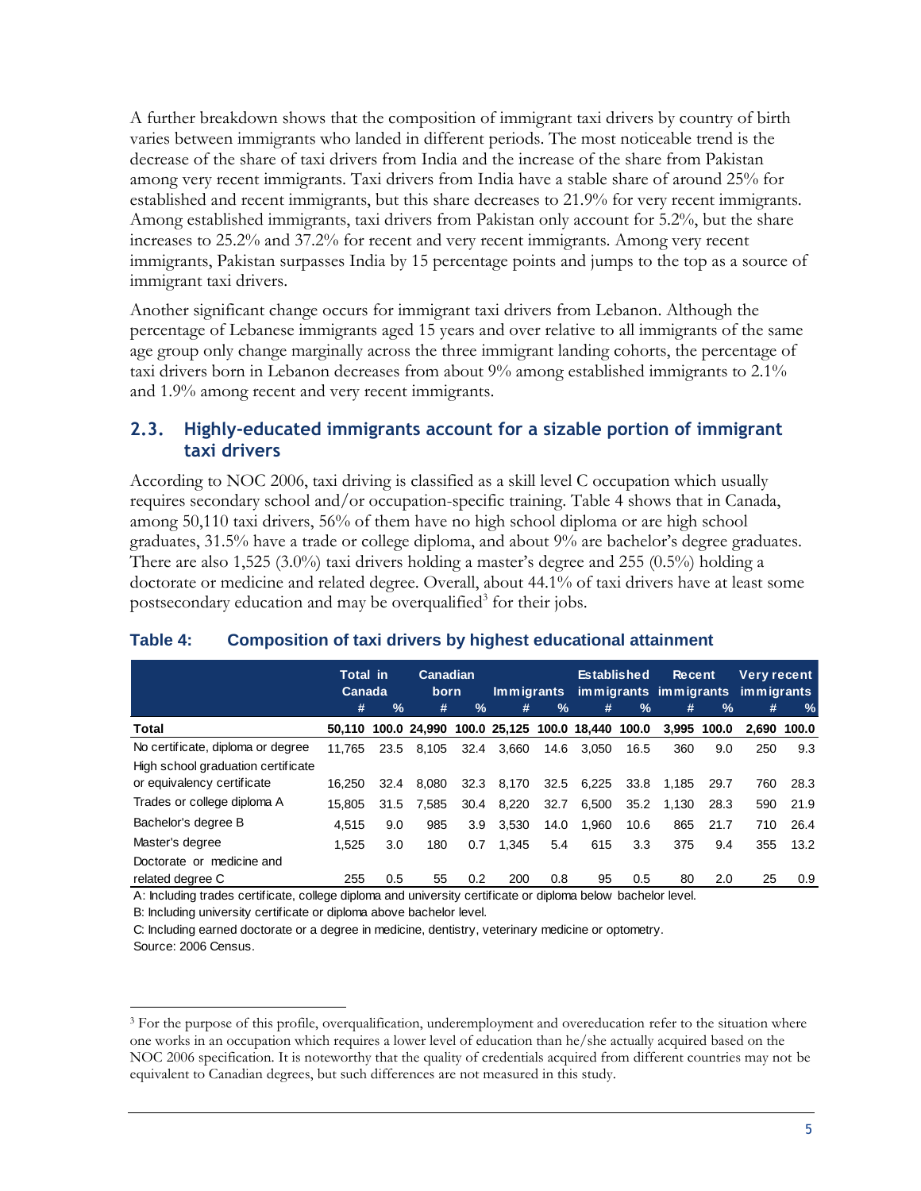A further breakdown shows that the composition of immigrant taxi drivers by country of birth varies between immigrants who landed in different periods. The most noticeable trend is the decrease of the share of taxi drivers from India and the increase of the share from Pakistan among very recent immigrants. Taxi drivers from India have a stable share of around 25% for established and recent immigrants, but this share decreases to 21.9% for very recent immigrants. Among established immigrants, taxi drivers from Pakistan only account for 5.2%, but the share increases to 25.2% and 37.2% for recent and very recent immigrants. Among very recent immigrants, Pakistan surpasses India by 15 percentage points and jumps to the top as a source of immigrant taxi drivers.

Another significant change occurs for immigrant taxi drivers from Lebanon. Although the percentage of Lebanese immigrants aged 15 years and over relative to all immigrants of the same age group only change marginally across the three immigrant landing cohorts, the percentage of taxi drivers born in Lebanon decreases from about 9% among established immigrants to 2.1% and 1.9% among recent and very recent immigrants.

## 2.3. Highly-educated immigrants account for a sizable portion of immigrant taxi drivers

According to NOC 2006, taxi driving is classified as a skill level C occupation which usually requires secondary school and/or occupation-specific training. Table 4 shows that in Canada, among 50,110 taxi drivers, 56% of them have no high school diploma or are high school graduates, 31.5% have a trade or college diploma, and about 9% are bachelor's degree graduates. There are also 1,525 (3.0%) taxi drivers holding a master's degree and 255 (0.5%) holding a doctorate or medicine and related degree. Overall, about 44.1% of taxi drivers have at least some postsecondary education and may be overqualified[3] for their jobs.

### Table 4: Composition of taxi drivers by highest educational attainment

| | Total in Canada | | Canadian born | | Immigrants | | Established immigrants | | Recent immigrants | | Very recent immigrants | |
|---|---|---|---|---|---|---|---|---|---|---|---|---|
| | # | % | # | % | # | % | # | % | # | % | # | % |
| **Total** | **50,110** | **100.0** | **24,990** | **100.0** | **25,125** | **100.0** | **18,440** | **100.0** | **3,995** | **100.0** | **2,690** | **100.0** |
| No certificate, diploma or degree | 11,765 | 23.5 | 8,105 | 32.4 | 3,660 | 14.6 | 3,050 | 16.5 | 360 | 9.0 | 250 | 9.3 |
| High school graduation certificate or equivalency certificate | 16,250 | 32.4 | 8,080 | 32.3 | 8,170 | 32.5 | 6,225 | 33.8 | 1,185 | 29.7 | 760 | 28.3 |
| Trades or college diploma A | 15,805 | 31.5 | 7,585 | 30.4 | 8,220 | 32.7 | 6,500 | 35.2 | 1,130 | 28.3 | 590 | 21.9 |
| Bachelor's degree B | 4,515 | 9.0 | 985 | 3.9 | 3,530 | 14.0 | 1,960 | 10.6 | 865 | 21.7 | 710 | 26.4 |
| Master's degree | 1,525 | 3.0 | 180 | 0.7 | 1,345 | 5.4 | 615 | 3.3 | 375 | 9.4 | 355 | 13.2 |
| Doctorate or medicine and related degree C | 255 | 0.5 | 55 | 0.2 | 200 | 0.8 | 95 | 0.5 | 80 | 2.0 | 25 | 0.9 |

A: Including trades certificate, college diploma and university certificate or diploma below bachelor level.

B: Including university certificate or diploma above bachelor level.

C: Including earned doctorate or a degree in medicine, dentistry, veterinary medicine or optometry.

Source: 2006 Census.

[3] For the purpose of this profile, overqualification, underemployment and overeducation refer to the situation where one works in an occupation which requires a lower level of education than he/she actually acquired based on the NOC 2006 specification. It is noteworthy that the quality of credentials acquired from different countries may not be equivalent to Canadian degrees, but such differences are not measured in this study.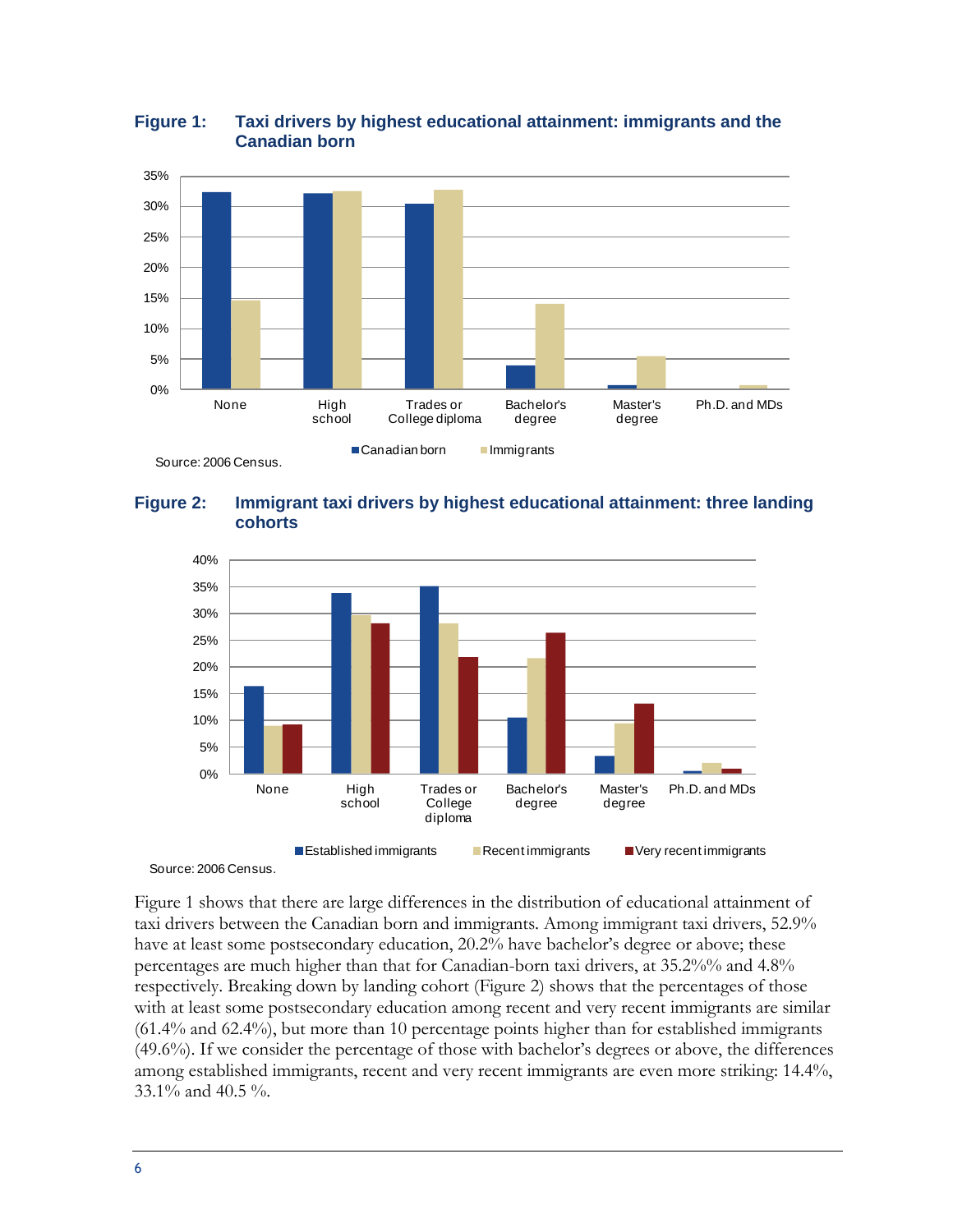**Figure 1: Taxi drivers by highest educational attainment: immigrants and the Canadian born**

Source: 2006 Census.

**Figure 2: Immigrant taxi drivers by highest educational attainment: three landing cohorts**

Source: 2006 Census.

Figure 1 shows that there are large differences in the distribution of educational attainment of taxi drivers between the Canadian born and immigrants. Among immigrant taxi drivers, 52.9% have at least some postsecondary education, 20.2% have bachelor's degree or above; these percentages are much higher than that for Canadian-born taxi drivers, at 35.2%% and 4.8% respectively. Breaking down by landing cohort (Figure 2) shows that the percentages of those with at least some postsecondary education among recent and very recent immigrants are similar (61.4% and 62.4%), but more than 10 percentage points higher than for established immigrants (49.6%). If we consider the percentage of those with bachelor's degrees or above, the differences among established immigrants, recent and very recent immigrants are even more striking: 14.4%, 33.1% and 40.5 %.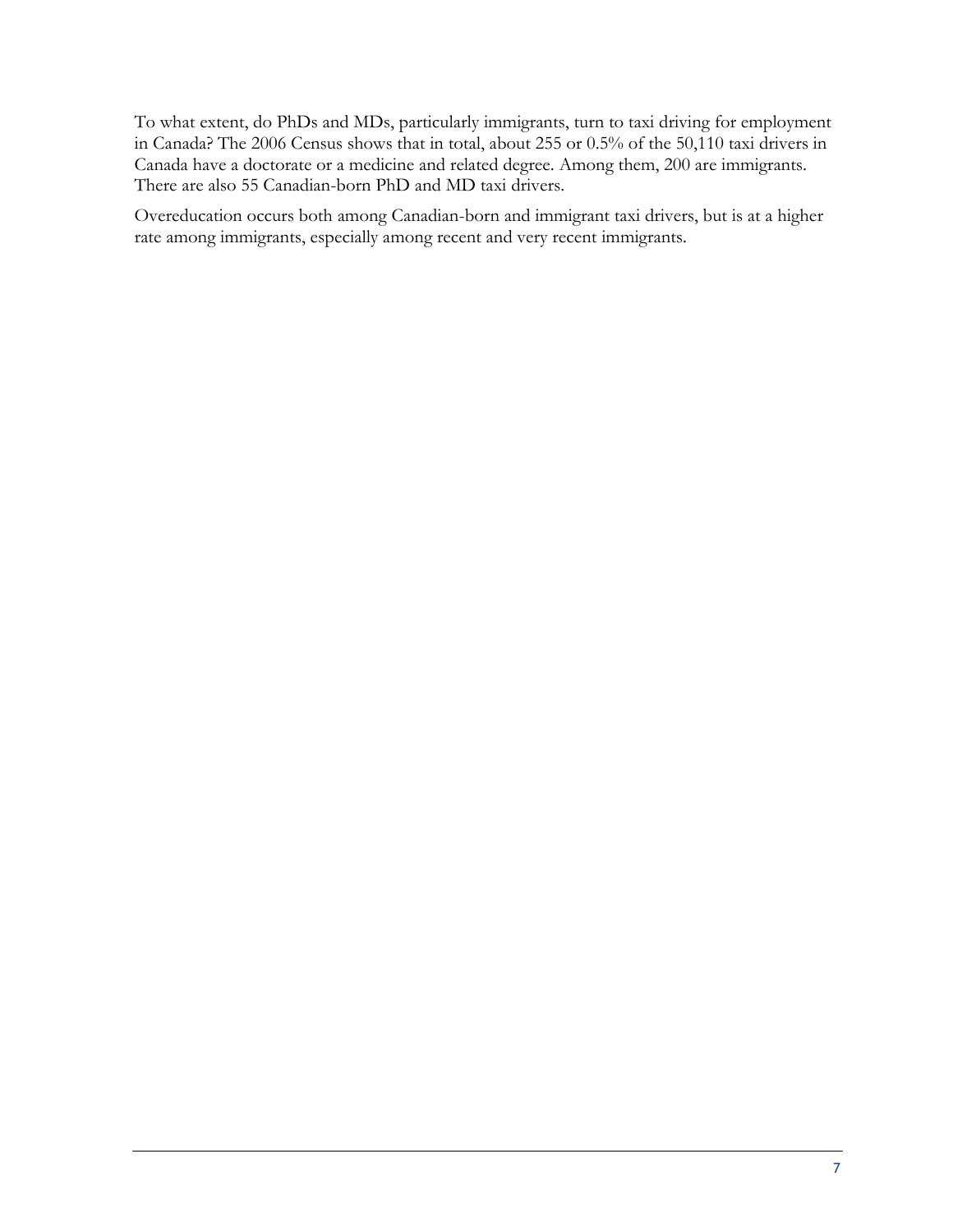To what extent, do PhDs and MDs, particularly immigrants, turn to taxi driving for employment in Canada? The 2006 Census shows that in total, about 255 or 0.5% of the 50,110 taxi drivers in Canada have a doctorate or a medicine and related degree. Among them, 200 are immigrants. There are also 55 Canadian-born PhD and MD taxi drivers.

Overeducation occurs both among Canadian-born and immigrant taxi drivers, but is at a higher rate among immigrants, especially among recent and very recent immigrants.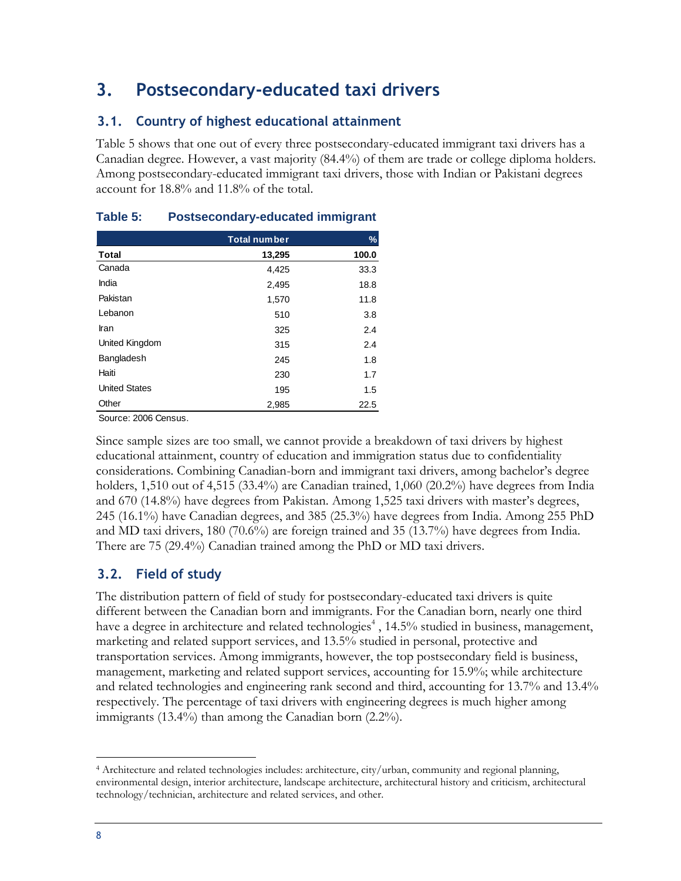# 3. Postsecondary-educated taxi drivers

## 3.1. Country of highest educational attainment

Table 5 shows that one out of every three postsecondary-educated immigrant taxi drivers has a Canadian degree. However, a vast majority (84.4%) of them are trade or college diploma holders. Among postsecondary-educated immigrant taxi drivers, those with Indian or Pakistani degrees account for 18.8% and 11.8% of the total.

**Table 5: Postsecondary-educated immigrant**

| | Total number | % |
|---|---|---|
| **Total** | **13,295** | **100.0** |
| Canada | 4,425 | 33.3 |
| India | 2,495 | 18.8 |
| Pakistan | 1,570 | 11.8 |
| Lebanon | 510 | 3.8 |
| Iran | 325 | 2.4 |
| United Kingdom | 315 | 2.4 |
| Bangladesh | 245 | 1.8 |
| Haiti | 230 | 1.7 |
| United States | 195 | 1.5 |
| Other | 2,985 | 22.5 |

Source: 2006 Census.

Since sample sizes are too small, we cannot provide a breakdown of taxi drivers by highest educational attainment, country of education and immigration status due to confidentiality considerations. Combining Canadian-born and immigrant taxi drivers, among bachelor's degree holders, 1,510 out of 4,515 (33.4%) are Canadian trained, 1,060 (20.2%) have degrees from India and 670 (14.8%) have degrees from Pakistan. Among 1,525 taxi drivers with master's degrees, 245 (16.1%) have Canadian degrees, and 385 (25.3%) have degrees from India. Among 255 PhD and MD taxi drivers, 180 (70.6%) are foreign trained and 35 (13.7%) have degrees from India. There are 75 (29.4%) Canadian trained among the PhD or MD taxi drivers.

## 3.2. Field of study

The distribution pattern of field of study for postsecondary-educated taxi drivers is quite different between the Canadian born and immigrants. For the Canadian born, nearly one third have a degree in architecture and related technologies[4], 14.5% studied in business, management, marketing and related support services, and 13.5% studied in personal, protective and transportation services. Among immigrants, however, the top postsecondary field is business, management, marketing and related support services, accounting for 15.9%; while architecture and related technologies and engineering rank second and third, accounting for 13.7% and 13.4% respectively. The percentage of taxi drivers with engineering degrees is much higher among immigrants (13.4%) than among the Canadian born (2.2%).

---

[4] Architecture and related technologies includes: architecture, city/urban, community and regional planning, environmental design, interior architecture, landscape architecture, architectural history and criticism, architectural technology/technician, architecture and related services, and other.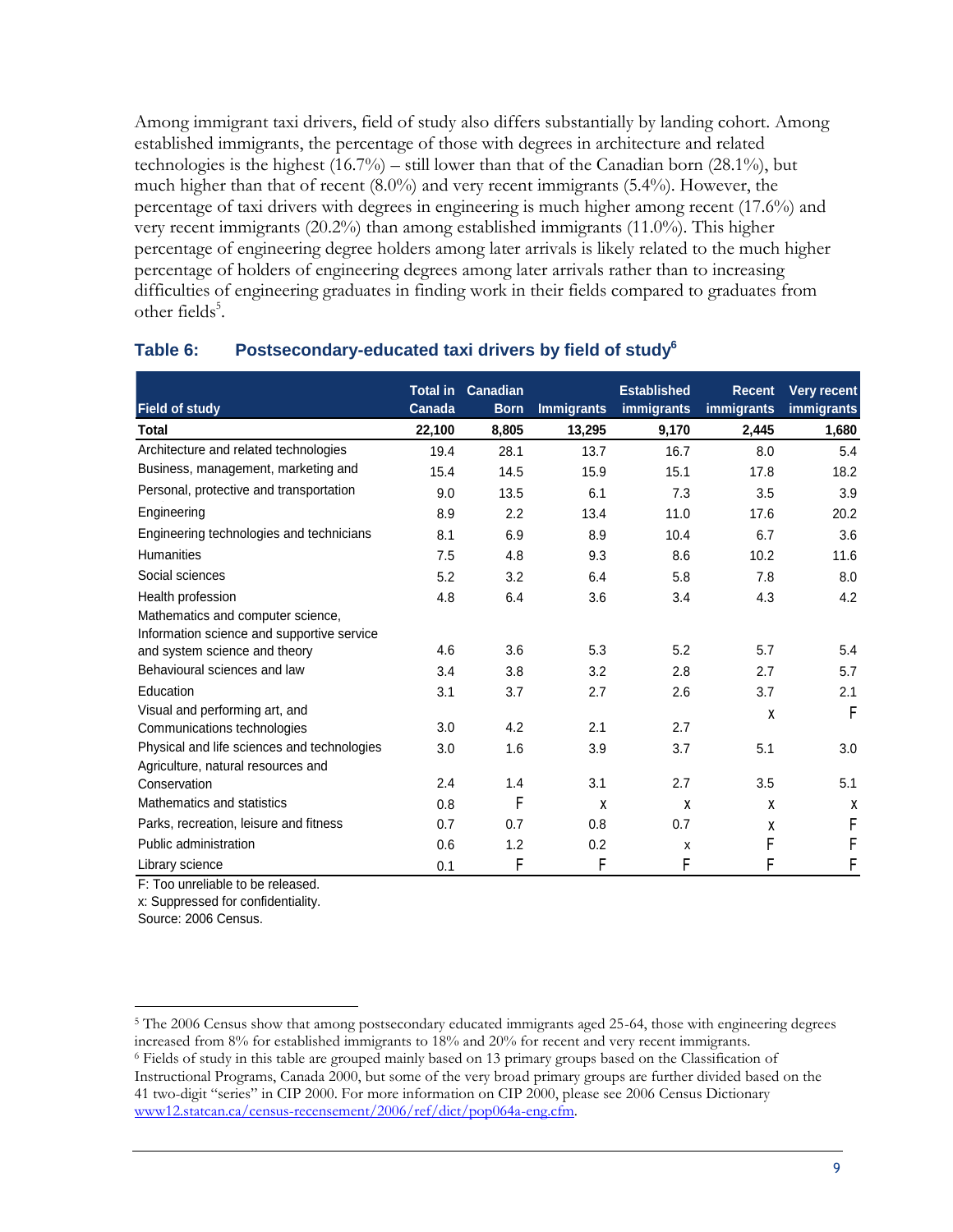Among immigrant taxi drivers, field of study also differs substantially by landing cohort. Among established immigrants, the percentage of those with degrees in architecture and related technologies is the highest (16.7%) – still lower than that of the Canadian born (28.1%), but much higher than that of recent (8.0%) and very recent immigrants (5.4%). However, the percentage of taxi drivers with degrees in engineering is much higher among recent (17.6%) and very recent immigrants (20.2%) than among established immigrants (11.0%). This higher percentage of engineering degree holders among later arrivals is likely related to the much higher percentage of holders of engineering degrees among later arrivals rather than to increasing difficulties of engineering graduates in finding work in their fields compared to graduates from other fields[5].

### Table 6: Postsecondary-educated taxi drivers by field of study[6]

| Field of study | Total in Canada | Canadian Born | Immigrants | Established immigrants | Recent immigrants | Very recent immigrants |
|---|---|---|---|---|---|---|
| **Total** | **22,100** | **8,805** | **13,295** | **9,170** | **2,445** | **1,680** |
| Architecture and related technologies | 19.4 | 28.1 | 13.7 | 16.7 | 8.0 | 5.4 |
| Business, management, marketing and | 15.4 | 14.5 | 15.9 | 15.1 | 17.8 | 18.2 |
| Personal, protective and transportation | 9.0 | 13.5 | 6.1 | 7.3 | 3.5 | 3.9 |
| Engineering | 8.9 | 2.2 | 13.4 | 11.0 | 17.6 | 20.2 |
| Engineering technologies and technicians | 8.1 | 6.9 | 8.9 | 10.4 | 6.7 | 3.6 |
| Humanities | 7.5 | 4.8 | 9.3 | 8.6 | 10.2 | 11.6 |
| Social sciences | 5.2 | 3.2 | 6.4 | 5.8 | 7.8 | 8.0 |
| Health profession | 4.8 | 6.4 | 3.6 | 3.4 | 4.3 | 4.2 |
| Mathematics and computer science, Information science and supportive service and system science and theory | 4.6 | 3.6 | 5.3 | 5.2 | 5.7 | 5.4 |
| Behavioural sciences and law | 3.4 | 3.8 | 3.2 | 2.8 | 2.7 | 5.7 |
| Education | 3.1 | 3.7 | 2.7 | 2.6 | 3.7 | 2.1 |
| Visual and performing art, and Communications technologies | 3.0 | 4.2 | 2.1 | 2.7 | x | F |
| Physical and life sciences and technologies | 3.0 | 1.6 | 3.9 | 3.7 | 5.1 | 3.0 |
| Agriculture, natural resources and Conservation | 2.4 | 1.4 | 3.1 | 2.7 | 3.5 | 5.1 |
| Mathematics and statistics | 0.8 | F | x | x | x | x |
| Parks, recreation, leisure and fitness | 0.7 | 0.7 | 0.8 | 0.7 | x | F |
| Public administration | 0.6 | 1.2 | 0.2 | x | F | F |
| Library science | 0.1 | F | F | F | F | F |

F: Too unreliable to be released.

x: Suppressed for confidentiality.

Source: 2006 Census.

---

[5] The 2006 Census show that among postsecondary educated immigrants aged 25-64, those with engineering degrees increased from 8% for established immigrants to 18% and 20% for recent and very recent immigrants.

[6] Fields of study in this table are grouped mainly based on 13 primary groups based on the Classification of Instructional Programs, Canada 2000, but some of the very broad primary groups are further divided based on the 41 two-digit "series" in CIP 2000. For more information on CIP 2000, please see 2006 Census Dictionary www12.statcan.ca/census-recensement/2006/ref/dict/pop064a-eng.cfm.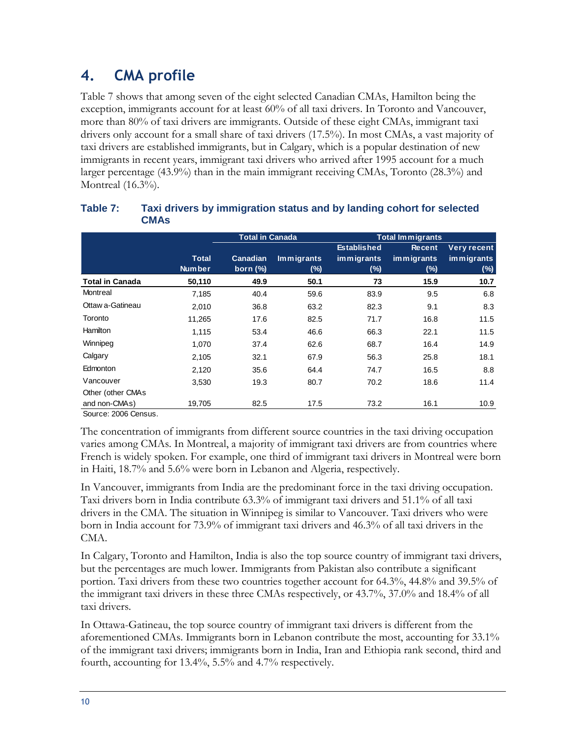## 4. CMA profile

Table 7 shows that among seven of the eight selected Canadian CMAs, Hamilton being the exception, immigrants account for at least 60% of all taxi drivers. In Toronto and Vancouver, more than 80% of taxi drivers are immigrants. Outside of these eight CMAs, immigrant taxi drivers only account for a small share of taxi drivers (17.5%). In most CMAs, a vast majority of taxi drivers are established immigrants, but in Calgary, which is a popular destination of new immigrants in recent years, immigrant taxi drivers who arrived after 1995 account for a much larger percentage (43.9%) than in the main immigrant receiving CMAs, Toronto (28.3%) and Montreal (16.3%).

**Table 7: Taxi drivers by immigration status and by landing cohort for selected CMAs**

| | | Total in Canada | | Total Immigrants | | |
|---|---|---|---|---|---|---|
| | Total Number | Canadian born (%) | Immigrants (%) | Established immigrants (%) | Recent immigrants (%) | Very recent immigrants (%) |
| **Total in Canada** | **50,110** | **49.9** | **50.1** | **73** | **15.9** | **10.7** |
| Montreal | 7,185 | 40.4 | 59.6 | 83.9 | 9.5 | 6.8 |
| Ottawa-Gatineau | 2,010 | 36.8 | 63.2 | 82.3 | 9.1 | 8.3 |
| Toronto | 11,265 | 17.6 | 82.5 | 71.7 | 16.8 | 11.5 |
| Hamilton | 1,115 | 53.4 | 46.6 | 66.3 | 22.1 | 11.5 |
| Winnipeg | 1,070 | 37.4 | 62.6 | 68.7 | 16.4 | 14.9 |
| Calgary | 2,105 | 32.1 | 67.9 | 56.3 | 25.8 | 18.1 |
| Edmonton | 2,120 | 35.6 | 64.4 | 74.7 | 16.5 | 8.8 |
| Vancouver | 3,530 | 19.3 | 80.7 | 70.2 | 18.6 | 11.4 |
| Other (other CMAs and non-CMAs) | 19,705 | 82.5 | 17.5 | 73.2 | 16.1 | 10.9 |

Source: 2006 Census.

The concentration of immigrants from different source countries in the taxi driving occupation varies among CMAs. In Montreal, a majority of immigrant taxi drivers are from countries where French is widely spoken. For example, one third of immigrant taxi drivers in Montreal were born in Haiti, 18.7% and 5.6% were born in Lebanon and Algeria, respectively.

In Vancouver, immigrants from India are the predominant force in the taxi driving occupation. Taxi drivers born in India contribute 63.3% of immigrant taxi drivers and 51.1% of all taxi drivers in the CMA. The situation in Winnipeg is similar to Vancouver. Taxi drivers who were born in India account for 73.9% of immigrant taxi drivers and 46.3% of all taxi drivers in the CMA.

In Calgary, Toronto and Hamilton, India is also the top source country of immigrant taxi drivers, but the percentages are much lower. Immigrants from Pakistan also contribute a significant portion. Taxi drivers from these two countries together account for 64.3%, 44.8% and 39.5% of the immigrant taxi drivers in these three CMAs respectively, or 43.7%, 37.0% and 18.4% of all taxi drivers.

In Ottawa-Gatineau, the top source country of immigrant taxi drivers is different from the aforementioned CMAs. Immigrants born in Lebanon contribute the most, accounting for 33.1% of the immigrant taxi drivers; immigrants born in India, Iran and Ethiopia rank second, third and fourth, accounting for 13.4%, 5.5% and 4.7% respectively.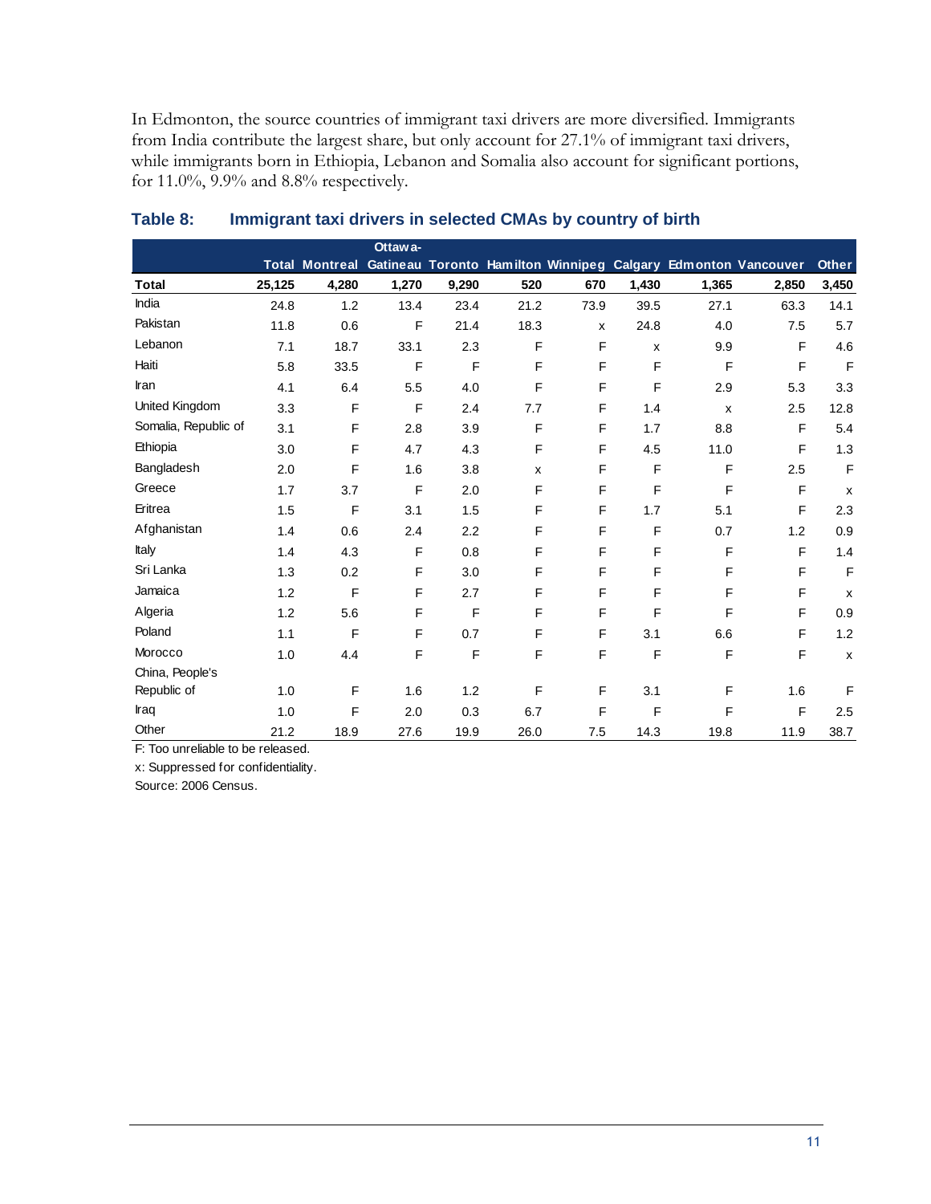In Edmonton, the source countries of immigrant taxi drivers are more diversified. Immigrants from India contribute the largest share, but only account for 27.1% of immigrant taxi drivers, while immigrants born in Ethiopia, Lebanon and Somalia also account for significant portions, for 11.0%, 9.9% and 8.8% respectively.

### Table 8: Immigrant taxi drivers in selected CMAs by country of birth

| | Total | Montreal | Ottawa-Gatineau | Toronto | Hamilton | Winnipeg | Calgary | Edmonton | Vancouver | Other |
|---|---|---|---|---|---|---|---|---|---|---|
| **Total** | **25,125** | **4,280** | **1,270** | **9,290** | **520** | **670** | **1,430** | **1,365** | **2,850** | **3,450** |
| India | 24.8 | 1.2 | 13.4 | 23.4 | 21.2 | 73.9 | 39.5 | 27.1 | 63.3 | 14.1 |
| Pakistan | 11.8 | 0.6 | F | 21.4 | 18.3 | x | 24.8 | 4.0 | 7.5 | 5.7 |
| Lebanon | 7.1 | 18.7 | 33.1 | 2.3 | F | F | x | 9.9 | F | 4.6 |
| Haiti | 5.8 | 33.5 | F | F | F | F | F | F | F | F |
| Iran | 4.1 | 6.4 | 5.5 | 4.0 | F | F | F | 2.9 | 5.3 | 3.3 |
| United Kingdom | 3.3 | F | F | 2.4 | 7.7 | F | 1.4 | x | 2.5 | 12.8 |
| Somalia, Republic of | 3.1 | F | 2.8 | 3.9 | F | F | 1.7 | 8.8 | F | 5.4 |
| Ethiopia | 3.0 | F | 4.7 | 4.3 | F | F | 4.5 | 11.0 | F | 1.3 |
| Bangladesh | 2.0 | F | 1.6 | 3.8 | x | F | F | F | 2.5 | F |
| Greece | 1.7 | 3.7 | F | 2.0 | F | F | F | F | F | x |
| Eritrea | 1.5 | F | 3.1 | 1.5 | F | F | 1.7 | 5.1 | F | 2.3 |
| Afghanistan | 1.4 | 0.6 | 2.4 | 2.2 | F | F | F | 0.7 | 1.2 | 0.9 |
| Italy | 1.4 | 4.3 | F | 0.8 | F | F | F | F | F | 1.4 |
| Sri Lanka | 1.3 | 0.2 | F | 3.0 | F | F | F | F | F | F |
| Jamaica | 1.2 | F | F | 2.7 | F | F | F | F | F | x |
| Algeria | 1.2 | 5.6 | F | F | F | F | F | F | F | 0.9 |
| Poland | 1.1 | F | F | 0.7 | F | F | 3.1 | 6.6 | F | 1.2 |
| Morocco | 1.0 | 4.4 | F | F | F | F | F | F | F | x |
| China, People's Republic of | 1.0 | F | 1.6 | 1.2 | F | F | 3.1 | F | 1.6 | F |
| Iraq | 1.0 | F | 2.0 | 0.3 | 6.7 | F | F | F | F | 2.5 |
| Other | 21.2 | 18.9 | 27.6 | 19.9 | 26.0 | 7.5 | 14.3 | 19.8 | 11.9 | 38.7 |

F: Too unreliable to be released.

x: Suppressed for confidentiality.

Source: 2006 Census.